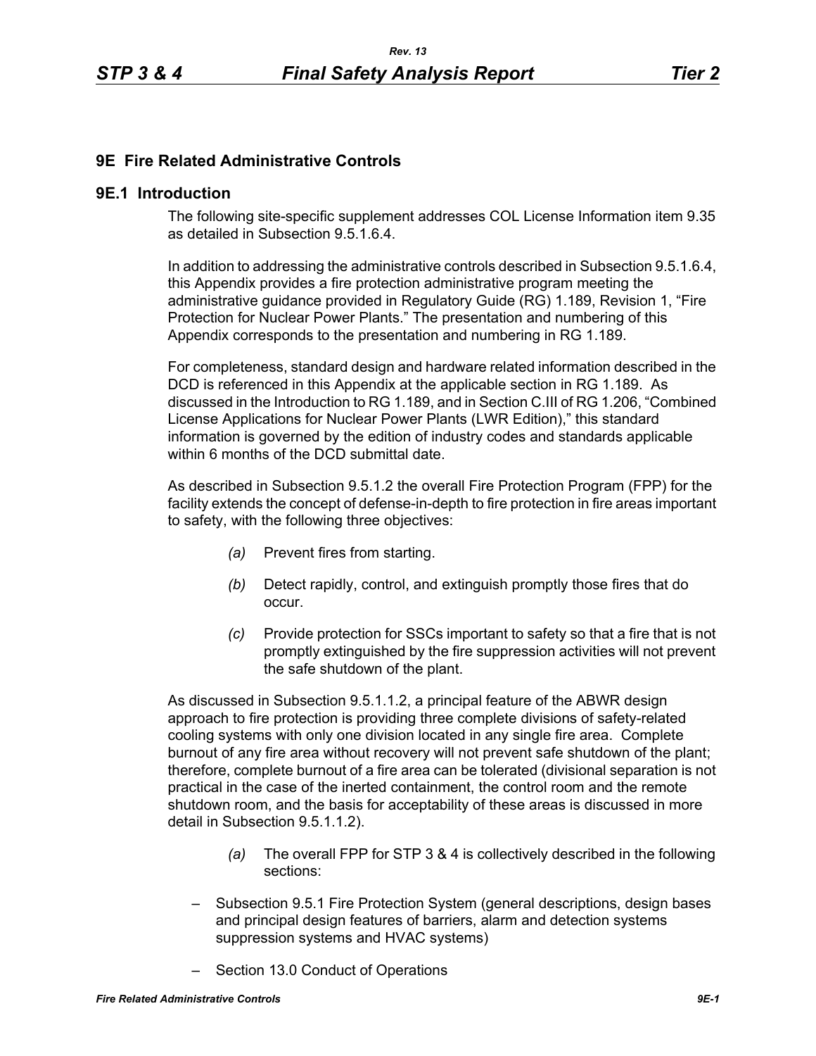# 9E Fire Related Administrative Controls

## 9E.1 Introduction

The following site-specific supplement addresses COL License Information item 9.35 as detailed in Subsection 9.5.1.6.4.

In addition to addressing the administrative controls described in Subsection 9.5.1.6.4, this Appendix provides a fire protection administrative program meeting the administrative guidance provided in Regulatory Guide (RG) 1.189, Revision 1, "Fire Protection for Nuclear Power Plants." The presentation and numbering of this Appendix corresponds to the presentation and numbering in RG 1.189.

For completeness, standard design and hardware related information described in the DCD is referenced in this Appendix at the applicable section in RG 1.189. As discussed in the Introduction to RG 1.189, and in Section C.III of RG 1.206, "Combined License Applications for Nuclear Power Plants (LWR Edition)," this standard information is governed by the edition of industry codes and standards applicable within 6 months of the DCD submittal date.

As described in Subsection 9.5.1.2 the overall Fire Protection Program (FPP) for the facility extends the concept of defense-in-depth to fire protection in fire areas important to safety, with the following three objectives:

*(a)* Prevent fires from starting.

*(b)* Detect rapidly, control, and extinguish promptly those fires that do occur.

*(c)* Provide protection for SSCs important to safety so that a fire that is not promptly extinguished by the fire suppression activities will not prevent the safe shutdown of the plant.

As discussed in Subsection 9.5.1.1.2, a principal feature of the ABWR design approach to fire protection is providing three complete divisions of safety-related cooling systems with only one division located in any single fire area. Complete burnout of any fire area without recovery will not prevent safe shutdown of the plant; therefore, complete burnout of a fire area can be tolerated (divisional separation is not practical in the case of the inerted containment, the control room and the remote shutdown room, and the basis for acceptability of these areas is discussed in more detail in Subsection 9.5.1.1.2).

*(a)* The overall FPP for STP 3 & 4 is collectively described in the following sections:

- Subsection 9.5.1 Fire Protection System (general descriptions, design bases and principal design features of barriers, alarm and detection systems suppression systems and HVAC systems)
- Section 13.0 Conduct of Operations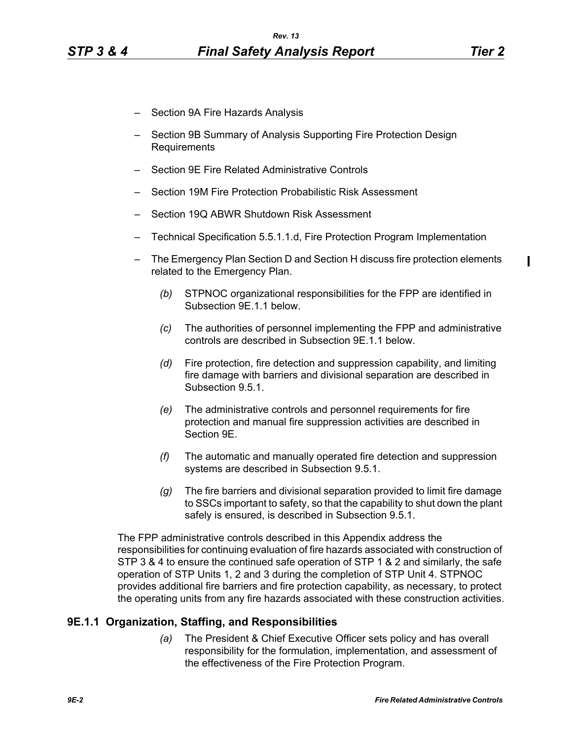- Section 9A Fire Hazards Analysis
- Section 9B Summary of Analysis Supporting Fire Protection Design Requirements
- Section 9E Fire Related Administrative Controls
- Section 19M Fire Protection Probabilistic Risk Assessment
- Section 19Q ABWR Shutdown Risk Assessment
- Technical Specification 5.5.1.1.d, Fire Protection Program Implementation
- The Emergency Plan Section D and Section H discuss fire protection elements related to the Emergency Plan.

*(b)* STPNOC organizational responsibilities for the FPP are identified in Subsection 9E.1.1 below.

*(c)* The authorities of personnel implementing the FPP and administrative controls are described in Subsection 9E.1.1 below.

*(d)* Fire protection, fire detection and suppression capability, and limiting fire damage with barriers and divisional separation are described in Subsection 9.5.1.

*(e)* The administrative controls and personnel requirements for fire protection and manual fire suppression activities are described in Section 9E.

*(f)* The automatic and manually operated fire detection and suppression systems are described in Subsection 9.5.1.

*(g)* The fire barriers and divisional separation provided to limit fire damage to SSCs important to safety, so that the capability to shut down the plant safely is ensured, is described in Subsection 9.5.1.

The FPP administrative controls described in this Appendix address the responsibilities for continuing evaluation of fire hazards associated with construction of STP 3 & 4 to ensure the continued safe operation of STP 1 & 2 and similarly, the safe operation of STP Units 1, 2 and 3 during the completion of STP Unit 4. STPNOC provides additional fire barriers and fire protection capability, as necessary, to protect the operating units from any fire hazards associated with these construction activities.

### 9E.1.1 Organization, Staffing, and Responsibilities

*(a)* The President & Chief Executive Officer sets policy and has overall responsibility for the formulation, implementation, and assessment of the effectiveness of the Fire Protection Program.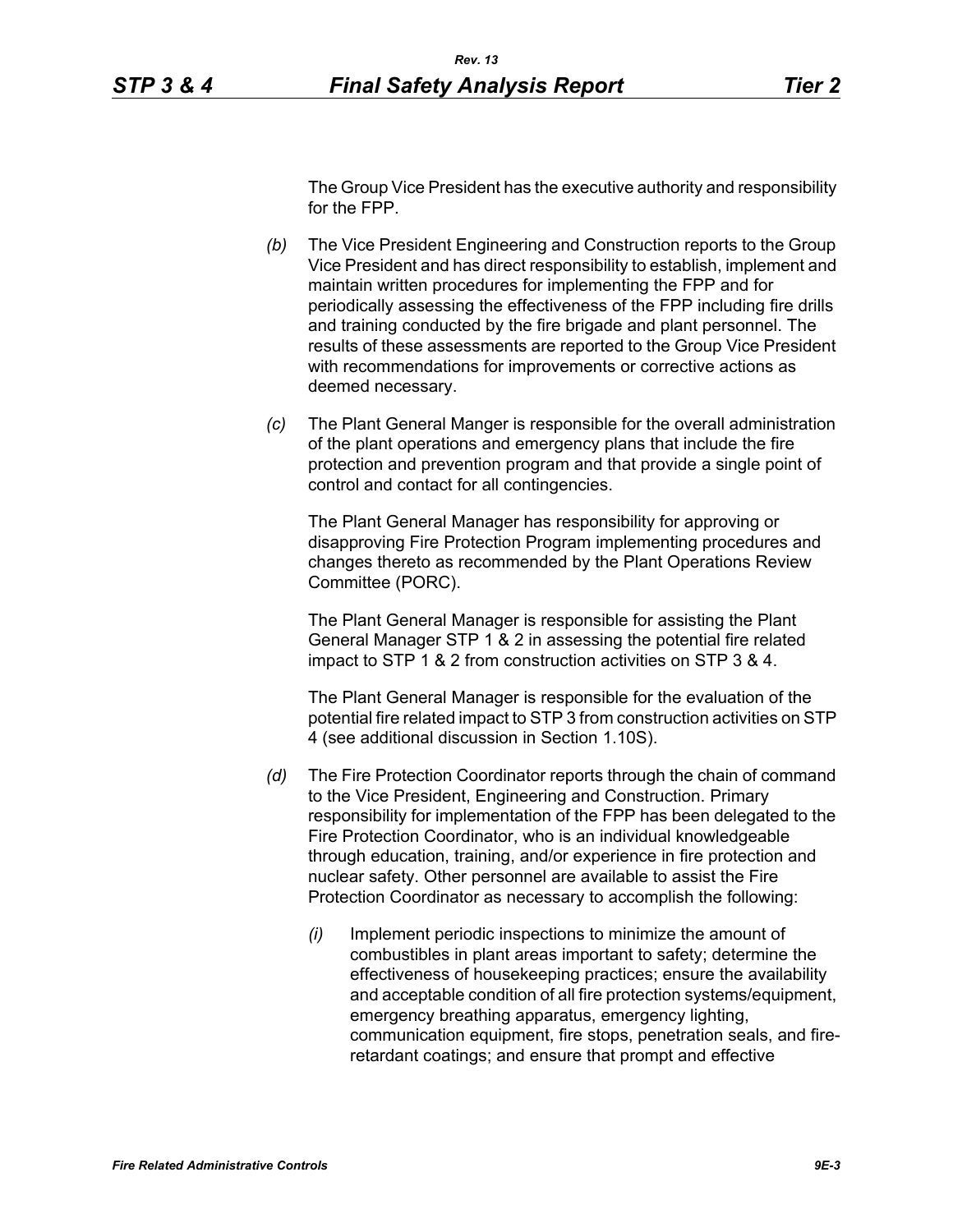The Group Vice President has the executive authority and responsibility for the FPP.

*(b)* The Vice President Engineering and Construction reports to the Group Vice President and has direct responsibility to establish, implement and maintain written procedures for implementing the FPP and for periodically assessing the effectiveness of the FPP including fire drills and training conducted by the fire brigade and plant personnel. The results of these assessments are reported to the Group Vice President with recommendations for improvements or corrective actions as deemed necessary.

*(c)* The Plant General Manger is responsible for the overall administration of the plant operations and emergency plans that include the fire protection and prevention program and that provide a single point of control and contact for all contingencies.

The Plant General Manager has responsibility for approving or disapproving Fire Protection Program implementing procedures and changes thereto as recommended by the Plant Operations Review Committee (PORC).

The Plant General Manager is responsible for assisting the Plant General Manager STP 1 & 2 in assessing the potential fire related impact to STP 1 & 2 from construction activities on STP 3 & 4.

The Plant General Manager is responsible for the evaluation of the potential fire related impact to STP 3 from construction activities on STP 4 (see additional discussion in Section 1.10S).

*(d)* The Fire Protection Coordinator reports through the chain of command to the Vice President, Engineering and Construction. Primary responsibility for implementation of the FPP has been delegated to the Fire Protection Coordinator, who is an individual knowledgeable through education, training, and/or experience in fire protection and nuclear safety. Other personnel are available to assist the Fire Protection Coordinator as necessary to accomplish the following:

*(i)* Implement periodic inspections to minimize the amount of combustibles in plant areas important to safety; determine the effectiveness of housekeeping practices; ensure the availability and acceptable condition of all fire protection systems/equipment, emergency breathing apparatus, emergency lighting, communication equipment, fire stops, penetration seals, and fire-retardant coatings; and ensure that prompt and effective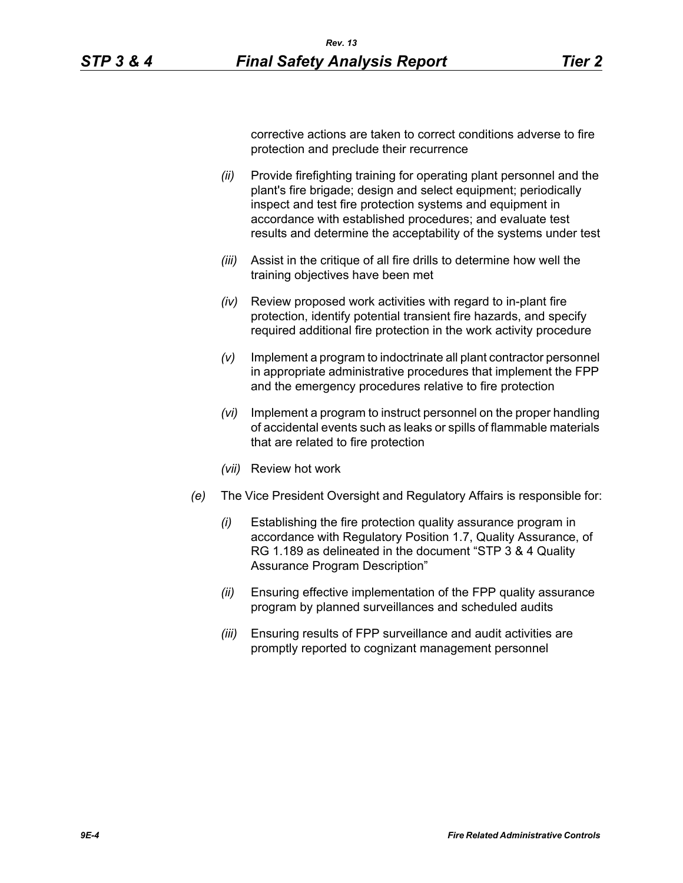corrective actions are taken to correct conditions adverse to fire protection and preclude their recurrence

*(ii)* Provide firefighting training for operating plant personnel and the plant's fire brigade; design and select equipment; periodically inspect and test fire protection systems and equipment in accordance with established procedures; and evaluate test results and determine the acceptability of the systems under test

*(iii)* Assist in the critique of all fire drills to determine how well the training objectives have been met

*(iv)* Review proposed work activities with regard to in-plant fire protection, identify potential transient fire hazards, and specify required additional fire protection in the work activity procedure

*(v)* Implement a program to indoctrinate all plant contractor personnel in appropriate administrative procedures that implement the FPP and the emergency procedures relative to fire protection

*(vi)* Implement a program to instruct personnel on the proper handling of accidental events such as leaks or spills of flammable materials that are related to fire protection

*(vii)* Review hot work

*(e)* The Vice President Oversight and Regulatory Affairs is responsible for:

*(i)* Establishing the fire protection quality assurance program in accordance with Regulatory Position 1.7, Quality Assurance, of RG 1.189 as delineated in the document "STP 3 & 4 Quality Assurance Program Description"

*(ii)* Ensuring effective implementation of the FPP quality assurance program by planned surveillances and scheduled audits

*(iii)* Ensuring results of FPP surveillance and audit activities are promptly reported to cognizant management personnel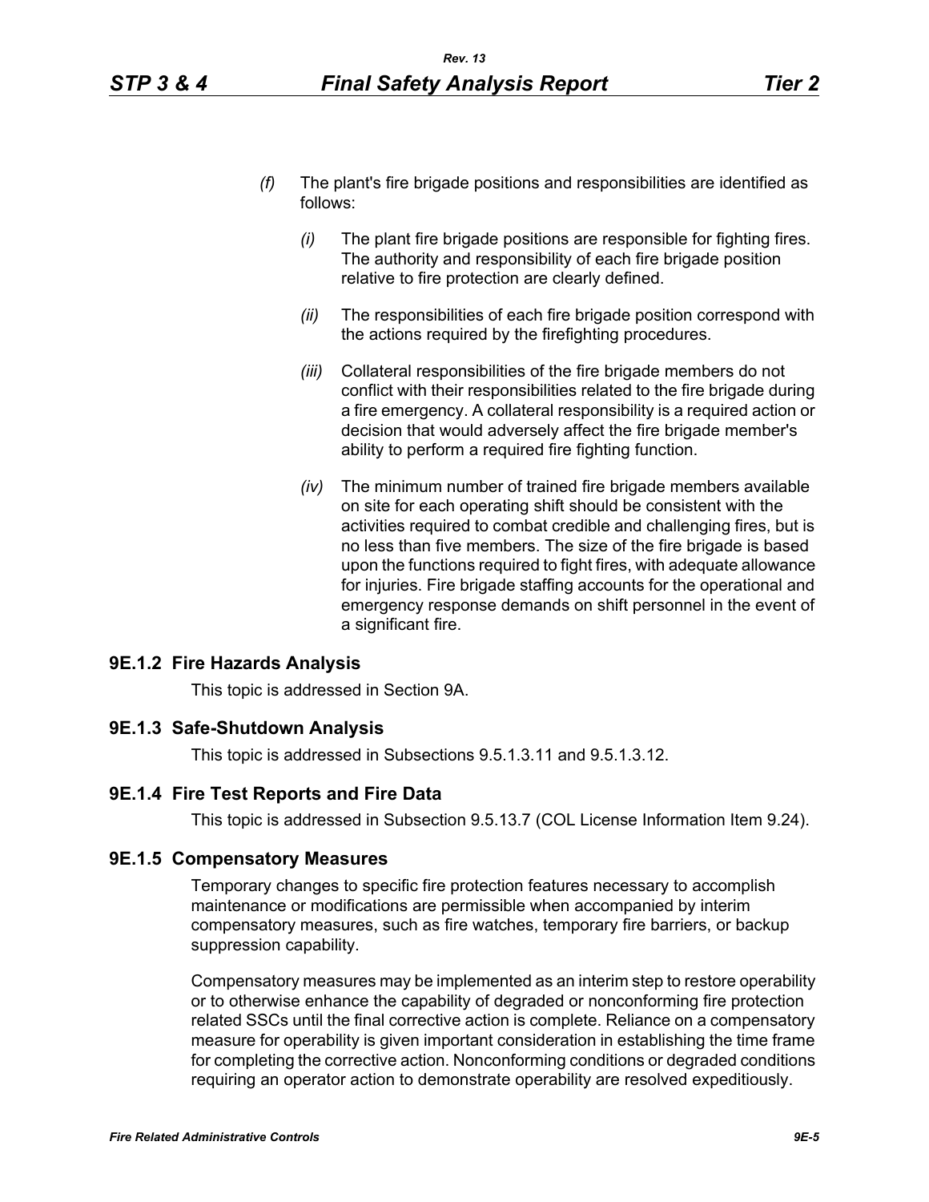*(f)* The plant's fire brigade positions and responsibilities are identified as follows:

*(i)* The plant fire brigade positions are responsible for fighting fires. The authority and responsibility of each fire brigade position relative to fire protection are clearly defined.

*(ii)* The responsibilities of each fire brigade position correspond with the actions required by the firefighting procedures.

*(iii)* Collateral responsibilities of the fire brigade members do not conflict with their responsibilities related to the fire brigade during a fire emergency. A collateral responsibility is a required action or decision that would adversely affect the fire brigade member's ability to perform a required fire fighting function.

*(iv)* The minimum number of trained fire brigade members available on site for each operating shift should be consistent with the activities required to combat credible and challenging fires, but is no less than five members. The size of the fire brigade is based upon the functions required to fight fires, with adequate allowance for injuries. Fire brigade staffing accounts for the operational and emergency response demands on shift personnel in the event of a significant fire.

### 9E.1.2 Fire Hazards Analysis

This topic is addressed in Section 9A.

### 9E.1.3 Safe-Shutdown Analysis

This topic is addressed in Subsections 9.5.1.3.11 and 9.5.1.3.12.

### 9E.1.4 Fire Test Reports and Fire Data

This topic is addressed in Subsection 9.5.13.7 (COL License Information Item 9.24).

### 9E.1.5 Compensatory Measures

Temporary changes to specific fire protection features necessary to accomplish maintenance or modifications are permissible when accompanied by interim compensatory measures, such as fire watches, temporary fire barriers, or backup suppression capability.

Compensatory measures may be implemented as an interim step to restore operability or to otherwise enhance the capability of degraded or nonconforming fire protection related SSCs until the final corrective action is complete. Reliance on a compensatory measure for operability is given important consideration in establishing the time frame for completing the corrective action. Nonconforming conditions or degraded conditions requiring an operator action to demonstrate operability are resolved expeditiously.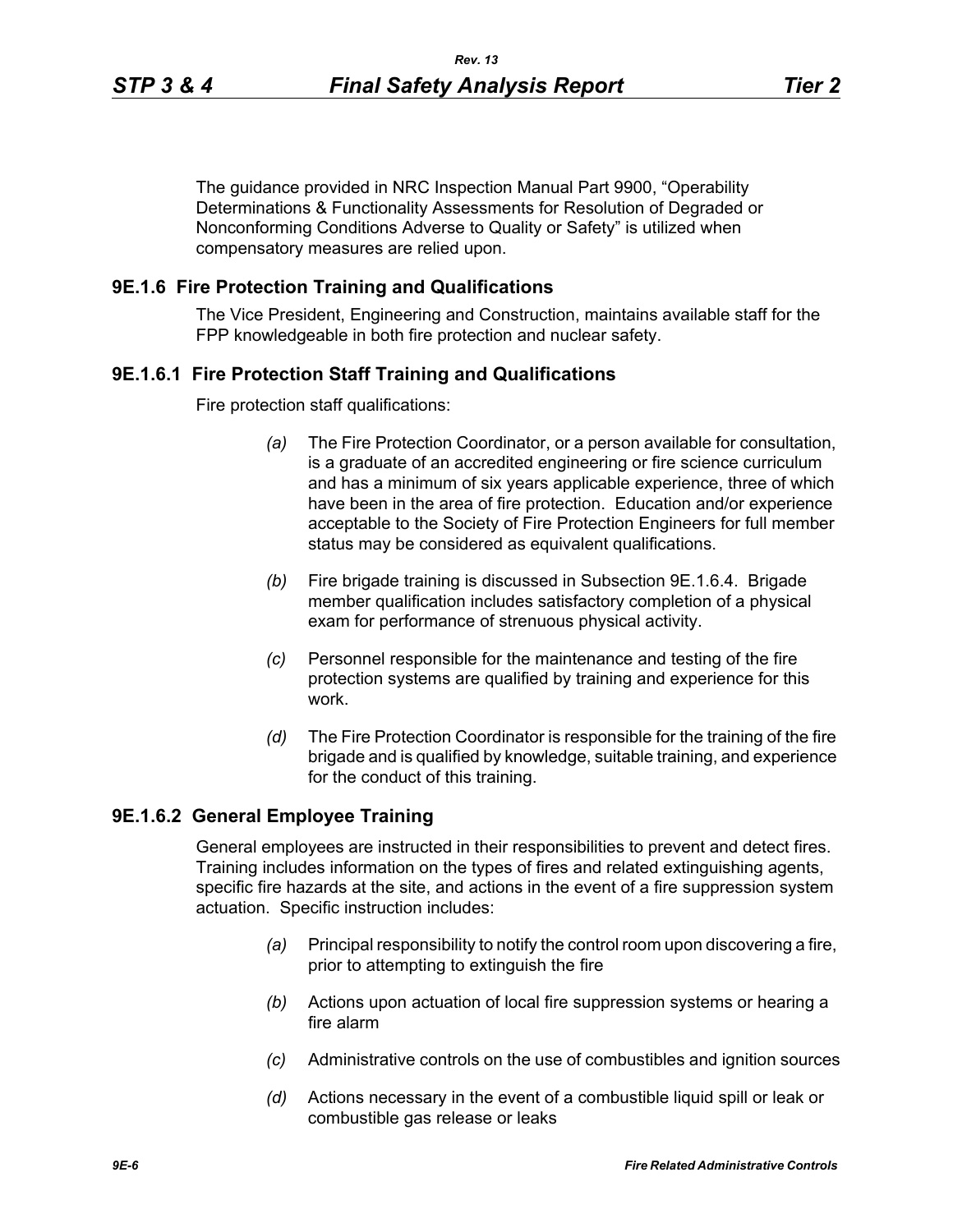The guidance provided in NRC Inspection Manual Part 9900, "Operability Determinations & Functionality Assessments for Resolution of Degraded or Nonconforming Conditions Adverse to Quality or Safety" is utilized when compensatory measures are relied upon.

## 9E.1.6 Fire Protection Training and Qualifications

The Vice President, Engineering and Construction, maintains available staff for the FPP knowledgeable in both fire protection and nuclear safety.

### 9E.1.6.1 Fire Protection Staff Training and Qualifications

Fire protection staff qualifications:

*(a)* The Fire Protection Coordinator, or a person available for consultation, is a graduate of an accredited engineering or fire science curriculum and has a minimum of six years applicable experience, three of which have been in the area of fire protection. Education and/or experience acceptable to the Society of Fire Protection Engineers for full member status may be considered as equivalent qualifications.

*(b)* Fire brigade training is discussed in Subsection 9E.1.6.4. Brigade member qualification includes satisfactory completion of a physical exam for performance of strenuous physical activity.

*(c)* Personnel responsible for the maintenance and testing of the fire protection systems are qualified by training and experience for this work.

*(d)* The Fire Protection Coordinator is responsible for the training of the fire brigade and is qualified by knowledge, suitable training, and experience for the conduct of this training.

### 9E.1.6.2 General Employee Training

General employees are instructed in their responsibilities to prevent and detect fires. Training includes information on the types of fires and related extinguishing agents, specific fire hazards at the site, and actions in the event of a fire suppression system actuation. Specific instruction includes:

*(a)* Principal responsibility to notify the control room upon discovering a fire, prior to attempting to extinguish the fire

*(b)* Actions upon actuation of local fire suppression systems or hearing a fire alarm

*(c)* Administrative controls on the use of combustibles and ignition sources

*(d)* Actions necessary in the event of a combustible liquid spill or leak or combustible gas release or leaks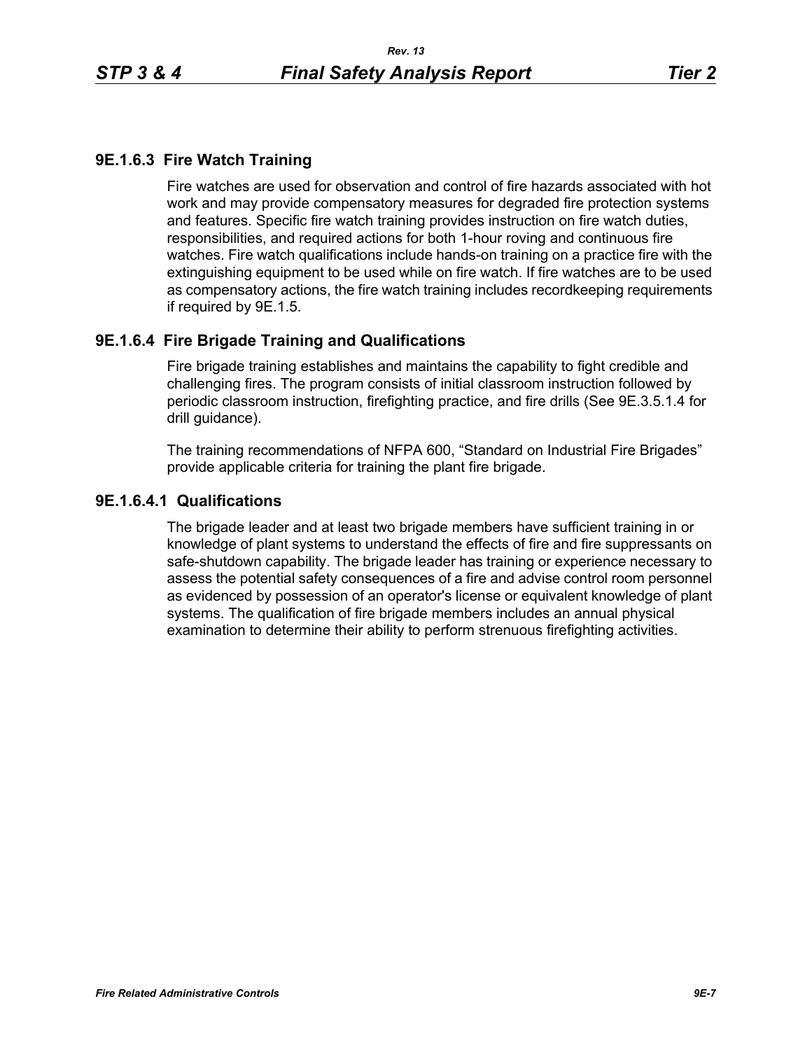### 9E.1.6.3 Fire Watch Training

Fire watches are used for observation and control of fire hazards associated with hot work and may provide compensatory measures for degraded fire protection systems and features. Specific fire watch training provides instruction on fire watch duties, responsibilities, and required actions for both 1-hour roving and continuous fire watches. Fire watch qualifications include hands-on training on a practice fire with the extinguishing equipment to be used while on fire watch. If fire watches are to be used as compensatory actions, the fire watch training includes recordkeeping requirements if required by 9E.1.5.

### 9E.1.6.4 Fire Brigade Training and Qualifications

Fire brigade training establishes and maintains the capability to fight credible and challenging fires. The program consists of initial classroom instruction followed by periodic classroom instruction, firefighting practice, and fire drills (See 9E.3.5.1.4 for drill guidance).

The training recommendations of NFPA 600, "Standard on Industrial Fire Brigades" provide applicable criteria for training the plant fire brigade.

#### 9E.1.6.4.1 Qualifications

The brigade leader and at least two brigade members have sufficient training in or knowledge of plant systems to understand the effects of fire and fire suppressants on safe-shutdown capability. The brigade leader has training or experience necessary to assess the potential safety consequences of a fire and advise control room personnel as evidenced by possession of an operator's license or equivalent knowledge of plant systems. The qualification of fire brigade members includes an annual physical examination to determine their ability to perform strenuous firefighting activities.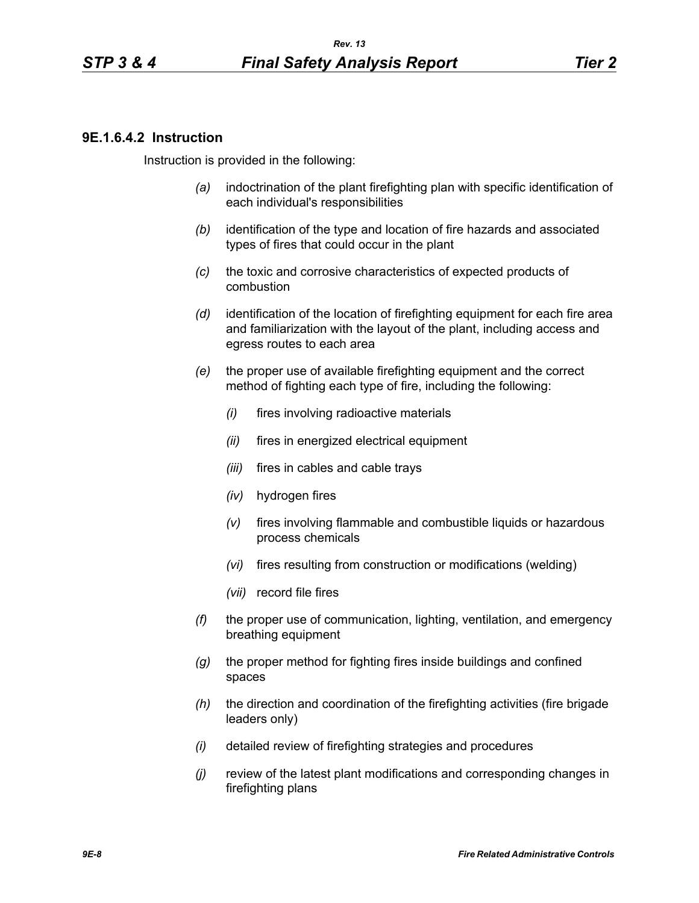### 9E.1.6.4.2 Instruction

Instruction is provided in the following:

- *(a)* indoctrination of the plant firefighting plan with specific identification of each individual's responsibilities
- *(b)* identification of the type and location of fire hazards and associated types of fires that could occur in the plant
- *(c)* the toxic and corrosive characteristics of expected products of combustion
- *(d)* identification of the location of firefighting equipment for each fire area and familiarization with the layout of the plant, including access and egress routes to each area
- *(e)* the proper use of available firefighting equipment and the correct method of fighting each type of fire, including the following:
  - *(i)* fires involving radioactive materials
  - *(ii)* fires in energized electrical equipment
  - *(iii)* fires in cables and cable trays
  - *(iv)* hydrogen fires
  - *(v)* fires involving flammable and combustible liquids or hazardous process chemicals
  - *(vi)* fires resulting from construction or modifications (welding)
  - *(vii)* record file fires
- *(f)* the proper use of communication, lighting, ventilation, and emergency breathing equipment
- *(g)* the proper method for fighting fires inside buildings and confined spaces
- *(h)* the direction and coordination of the firefighting activities (fire brigade leaders only)
- *(i)* detailed review of firefighting strategies and procedures
- *(j)* review of the latest plant modifications and corresponding changes in firefighting plans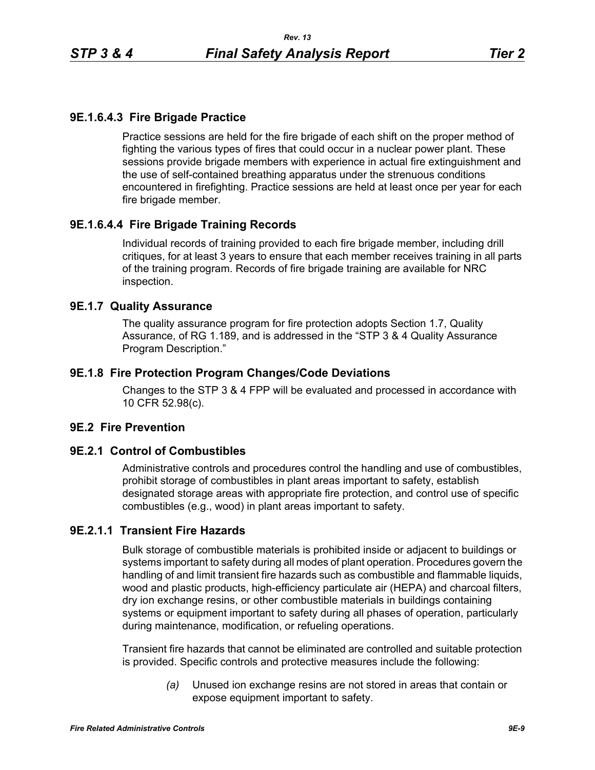### 9E.1.6.4.3 Fire Brigade Practice

Practice sessions are held for the fire brigade of each shift on the proper method of fighting the various types of fires that could occur in a nuclear power plant. These sessions provide brigade members with experience in actual fire extinguishment and the use of self-contained breathing apparatus under the strenuous conditions encountered in firefighting. Practice sessions are held at least once per year for each fire brigade member.

### 9E.1.6.4.4 Fire Brigade Training Records

Individual records of training provided to each fire brigade member, including drill critiques, for at least 3 years to ensure that each member receives training in all parts of the training program. Records of fire brigade training are available for NRC inspection.

## 9E.1.7 Quality Assurance

The quality assurance program for fire protection adopts Section 1.7, Quality Assurance, of RG 1.189, and is addressed in the "STP 3 & 4 Quality Assurance Program Description."

## 9E.1.8 Fire Protection Program Changes/Code Deviations

Changes to the STP 3 & 4 FPP will be evaluated and processed in accordance with 10 CFR 52.98(c).

## 9E.2 Fire Prevention

## 9E.2.1 Control of Combustibles

Administrative controls and procedures control the handling and use of combustibles, prohibit storage of combustibles in plant areas important to safety, establish designated storage areas with appropriate fire protection, and control use of specific combustibles (e.g., wood) in plant areas important to safety.

### 9E.2.1.1 Transient Fire Hazards

Bulk storage of combustible materials is prohibited inside or adjacent to buildings or systems important to safety during all modes of plant operation. Procedures govern the handling of and limit transient fire hazards such as combustible and flammable liquids, wood and plastic products, high-efficiency particulate air (HEPA) and charcoal filters, dry ion exchange resins, or other combustible materials in buildings containing systems or equipment important to safety during all phases of operation, particularly during maintenance, modification, or refueling operations.

Transient fire hazards that cannot be eliminated are controlled and suitable protection is provided. Specific controls and protective measures include the following:

*(a)* Unused ion exchange resins are not stored in areas that contain or expose equipment important to safety.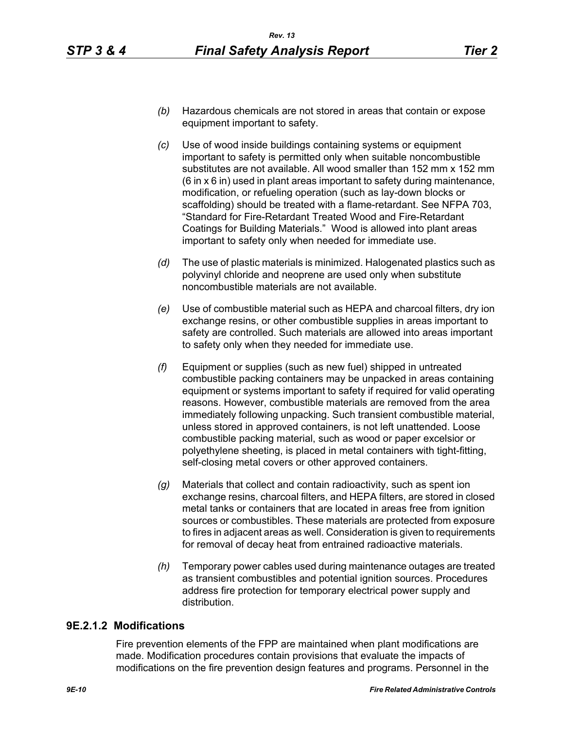(b) Hazardous chemicals are not stored in areas that contain or expose equipment important to safety.

(c) Use of wood inside buildings containing systems or equipment important to safety is permitted only when suitable noncombustible substitutes are not available. All wood smaller than 152 mm x 152 mm (6 in x 6 in) used in plant areas important to safety during maintenance, modification, or refueling operation (such as lay-down blocks or scaffolding) should be treated with a flame-retardant. See NFPA 703, "Standard for Fire-Retardant Treated Wood and Fire-Retardant Coatings for Building Materials." Wood is allowed into plant areas important to safety only when needed for immediate use.

(d) The use of plastic materials is minimized. Halogenated plastics such as polyvinyl chloride and neoprene are used only when substitute noncombustible materials are not available.

(e) Use of combustible material such as HEPA and charcoal filters, dry ion exchange resins, or other combustible supplies in areas important to safety are controlled. Such materials are allowed into areas important to safety only when they needed for immediate use.

(f) Equipment or supplies (such as new fuel) shipped in untreated combustible packing containers may be unpacked in areas containing equipment or systems important to safety if required for valid operating reasons. However, combustible materials are removed from the area immediately following unpacking. Such transient combustible material, unless stored in approved containers, is not left unattended. Loose combustible packing material, such as wood or paper excelsior or polyethylene sheeting, is placed in metal containers with tight-fitting, self-closing metal covers or other approved containers.

(g) Materials that collect and contain radioactivity, such as spent ion exchange resins, charcoal filters, and HEPA filters, are stored in closed metal tanks or containers that are located in areas free from ignition sources or combustibles. These materials are protected from exposure to fires in adjacent areas as well. Consideration is given to requirements for removal of decay heat from entrained radioactive materials.

(h) Temporary power cables used during maintenance outages are treated as transient combustibles and potential ignition sources. Procedures address fire protection for temporary electrical power supply and distribution.

### 9E.2.1.2 Modifications

Fire prevention elements of the FPP are maintained when plant modifications are made. Modification procedures contain provisions that evaluate the impacts of modifications on the fire prevention design features and programs. Personnel in the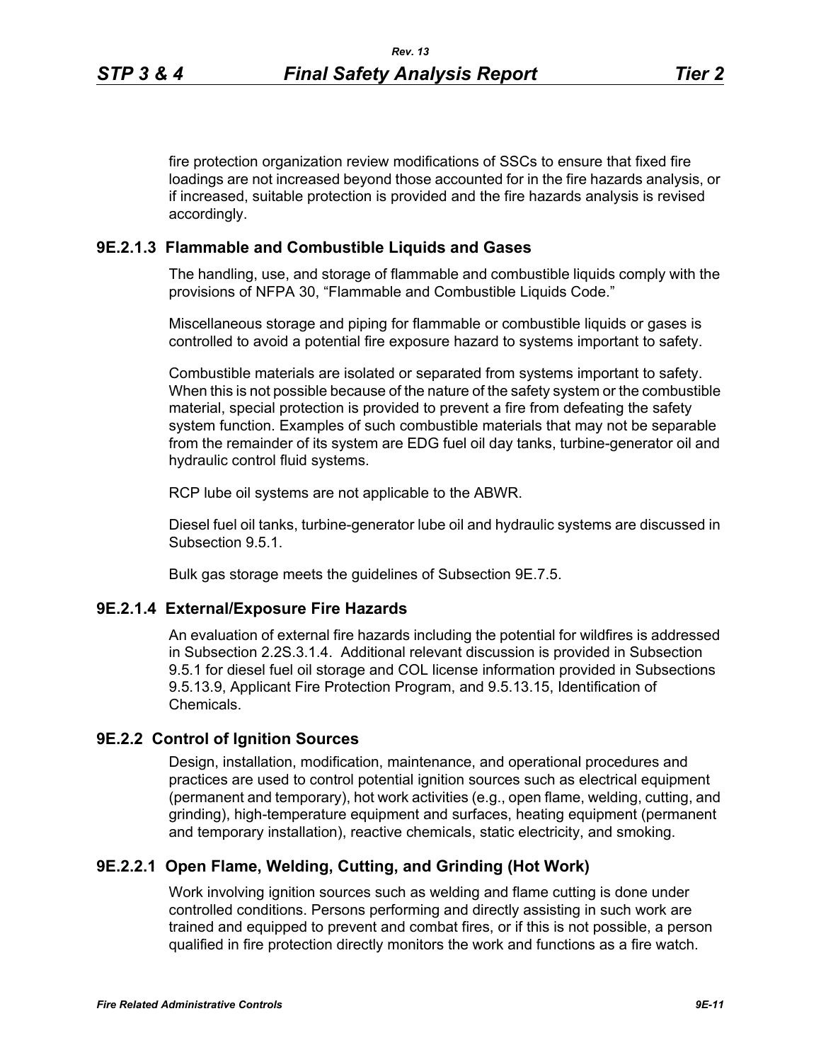fire protection organization review modifications of SSCs to ensure that fixed fire loadings are not increased beyond those accounted for in the fire hazards analysis, or if increased, suitable protection is provided and the fire hazards analysis is revised accordingly.

### 9E.2.1.3 Flammable and Combustible Liquids and Gases

The handling, use, and storage of flammable and combustible liquids comply with the provisions of NFPA 30, "Flammable and Combustible Liquids Code."

Miscellaneous storage and piping for flammable or combustible liquids or gases is controlled to avoid a potential fire exposure hazard to systems important to safety.

Combustible materials are isolated or separated from systems important to safety. When this is not possible because of the nature of the safety system or the combustible material, special protection is provided to prevent a fire from defeating the safety system function. Examples of such combustible materials that may not be separable from the remainder of its system are EDG fuel oil day tanks, turbine-generator oil and hydraulic control fluid systems.

RCP lube oil systems are not applicable to the ABWR.

Diesel fuel oil tanks, turbine-generator lube oil and hydraulic systems are discussed in Subsection 9.5.1.

Bulk gas storage meets the guidelines of Subsection 9E.7.5.

### 9E.2.1.4 External/Exposure Fire Hazards

An evaluation of external fire hazards including the potential for wildfires is addressed in Subsection 2.2S.3.1.4. Additional relevant discussion is provided in Subsection 9.5.1 for diesel fuel oil storage and COL license information provided in Subsections 9.5.13.9, Applicant Fire Protection Program, and 9.5.13.15, Identification of Chemicals.

### 9E.2.2 Control of Ignition Sources

Design, installation, modification, maintenance, and operational procedures and practices are used to control potential ignition sources such as electrical equipment (permanent and temporary), hot work activities (e.g., open flame, welding, cutting, and grinding), high-temperature equipment and surfaces, heating equipment (permanent and temporary installation), reactive chemicals, static electricity, and smoking.

### 9E.2.2.1 Open Flame, Welding, Cutting, and Grinding (Hot Work)

Work involving ignition sources such as welding and flame cutting is done under controlled conditions. Persons performing and directly assisting in such work are trained and equipped to prevent and combat fires, or if this is not possible, a person qualified in fire protection directly monitors the work and functions as a fire watch.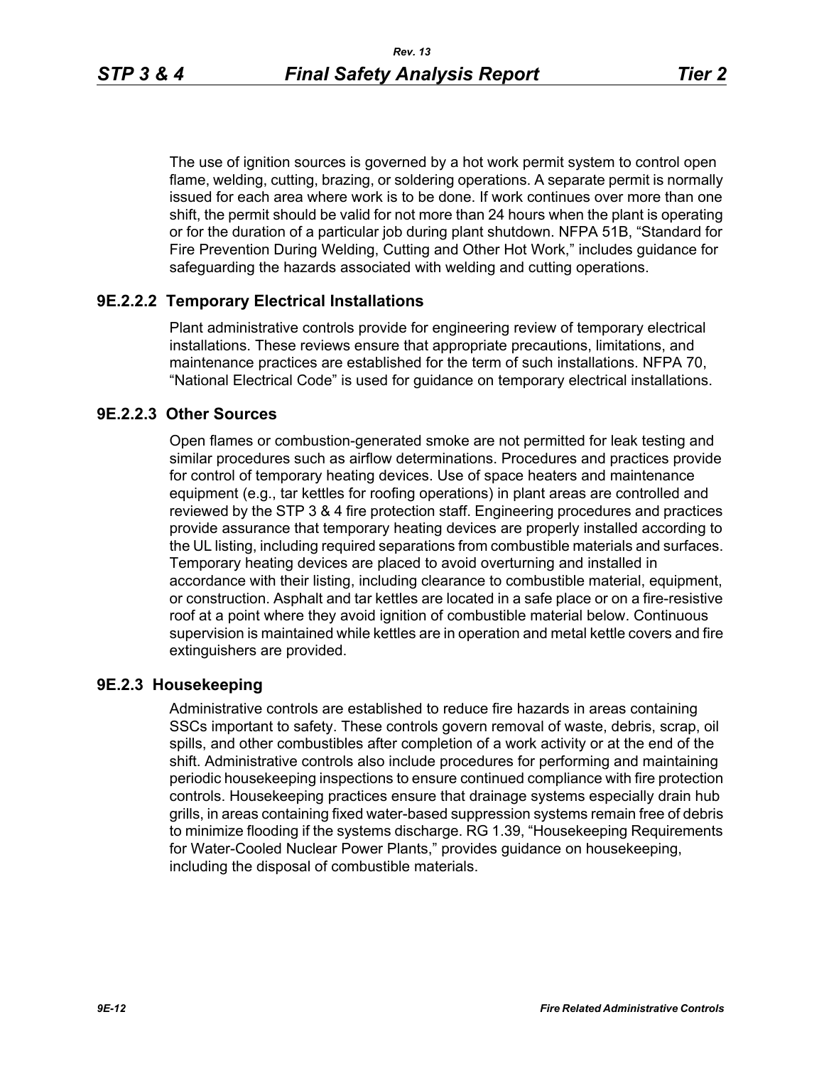The use of ignition sources is governed by a hot work permit system to control open flame, welding, cutting, brazing, or soldering operations. A separate permit is normally issued for each area where work is to be done. If work continues over more than one shift, the permit should be valid for not more than 24 hours when the plant is operating or for the duration of a particular job during plant shutdown. NFPA 51B, “Standard for Fire Prevention During Welding, Cutting and Other Hot Work,” includes guidance for safeguarding the hazards associated with welding and cutting operations.

### 9E.2.2.2 Temporary Electrical Installations

Plant administrative controls provide for engineering review of temporary electrical installations. These reviews ensure that appropriate precautions, limitations, and maintenance practices are established for the term of such installations. NFPA 70, “National Electrical Code” is used for guidance on temporary electrical installations.

### 9E.2.2.3 Other Sources

Open flames or combustion-generated smoke are not permitted for leak testing and similar procedures such as airflow determinations. Procedures and practices provide for control of temporary heating devices. Use of space heaters and maintenance equipment (e.g., tar kettles for roofing operations) in plant areas are controlled and reviewed by the STP 3 & 4 fire protection staff. Engineering procedures and practices provide assurance that temporary heating devices are properly installed according to the UL listing, including required separations from combustible materials and surfaces. Temporary heating devices are placed to avoid overturning and installed in accordance with their listing, including clearance to combustible material, equipment, or construction. Asphalt and tar kettles are located in a safe place or on a fire-resistive roof at a point where they avoid ignition of combustible material below. Continuous supervision is maintained while kettles are in operation and metal kettle covers and fire extinguishers are provided.

## 9E.2.3 Housekeeping

Administrative controls are established to reduce fire hazards in areas containing SSCs important to safety. These controls govern removal of waste, debris, scrap, oil spills, and other combustibles after completion of a work activity or at the end of the shift. Administrative controls also include procedures for performing and maintaining periodic housekeeping inspections to ensure continued compliance with fire protection controls. Housekeeping practices ensure that drainage systems especially drain hub grills, in areas containing fixed water-based suppression systems remain free of debris to minimize flooding if the systems discharge. RG 1.39, “Housekeeping Requirements for Water-Cooled Nuclear Power Plants,” provides guidance on housekeeping, including the disposal of combustible materials.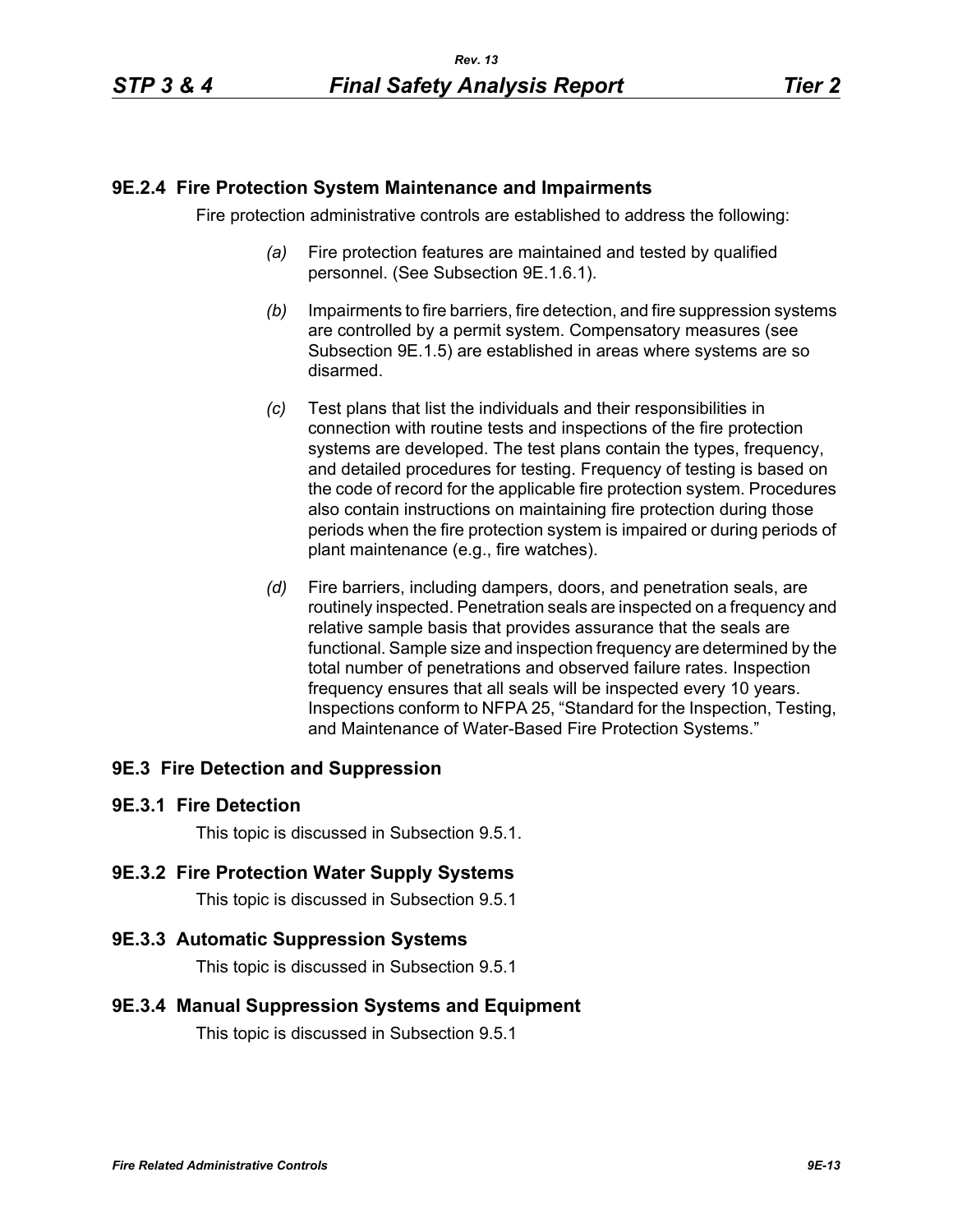## 9E.2.4 Fire Protection System Maintenance and Impairments

Fire protection administrative controls are established to address the following:

*(a)* Fire protection features are maintained and tested by qualified personnel. (See Subsection 9E.1.6.1).

*(b)* Impairments to fire barriers, fire detection, and fire suppression systems are controlled by a permit system. Compensatory measures (see Subsection 9E.1.5) are established in areas where systems are so disarmed.

*(c)* Test plans that list the individuals and their responsibilities in connection with routine tests and inspections of the fire protection systems are developed. The test plans contain the types, frequency, and detailed procedures for testing. Frequency of testing is based on the code of record for the applicable fire protection system. Procedures also contain instructions on maintaining fire protection during those periods when the fire protection system is impaired or during periods of plant maintenance (e.g., fire watches).

*(d)* Fire barriers, including dampers, doors, and penetration seals, are routinely inspected. Penetration seals are inspected on a frequency and relative sample basis that provides assurance that the seals are functional. Sample size and inspection frequency are determined by the total number of penetrations and observed failure rates. Inspection frequency ensures that all seals will be inspected every 10 years. Inspections conform to NFPA 25, "Standard for the Inspection, Testing, and Maintenance of Water-Based Fire Protection Systems."

## 9E.3 Fire Detection and Suppression

### 9E.3.1 Fire Detection

This topic is discussed in Subsection 9.5.1.

### 9E.3.2 Fire Protection Water Supply Systems

This topic is discussed in Subsection 9.5.1

### 9E.3.3 Automatic Suppression Systems

This topic is discussed in Subsection 9.5.1

### 9E.3.4 Manual Suppression Systems and Equipment

This topic is discussed in Subsection 9.5.1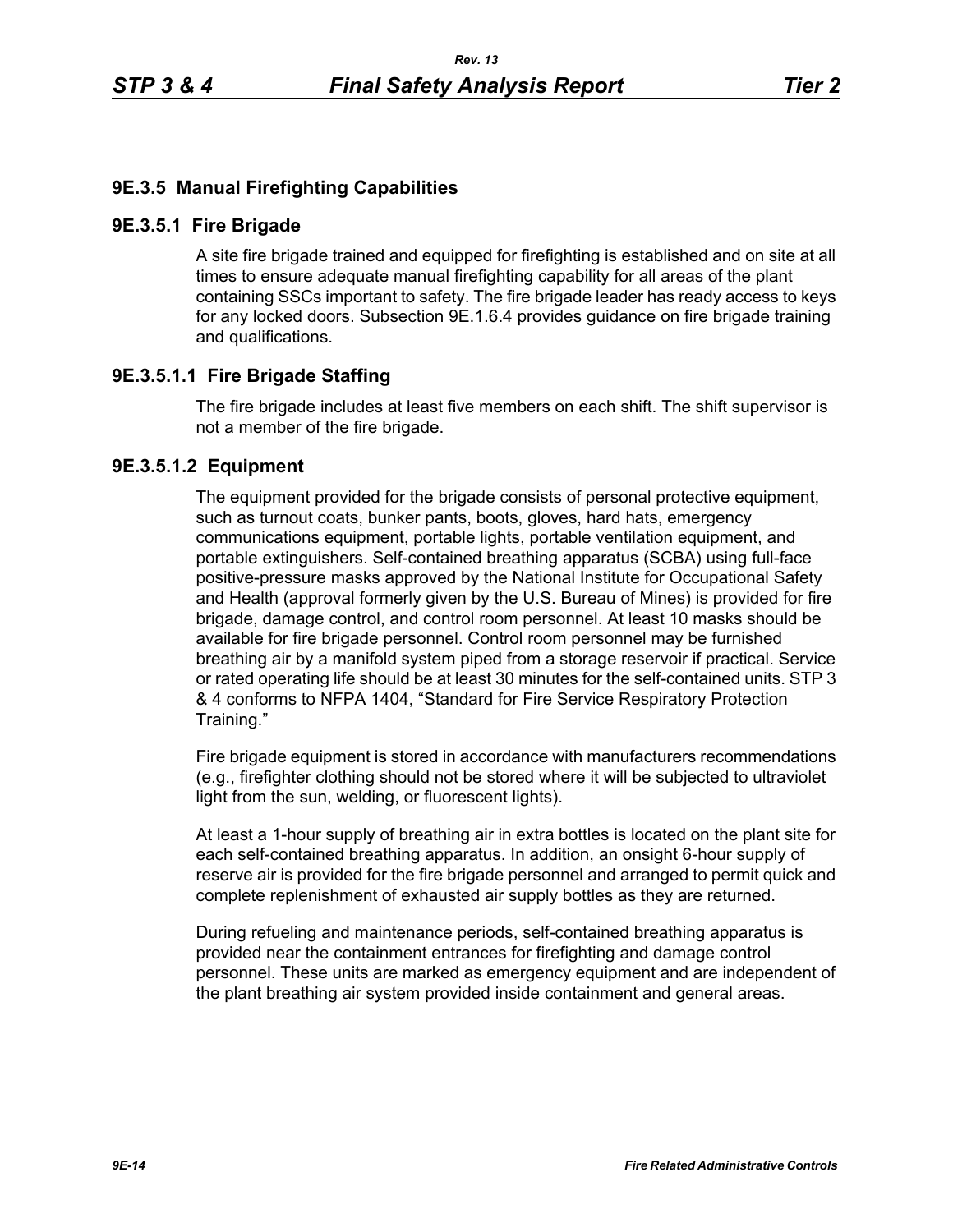## 9E.3.5 Manual Firefighting Capabilities

### 9E.3.5.1 Fire Brigade

A site fire brigade trained and equipped for firefighting is established and on site at all times to ensure adequate manual firefighting capability for all areas of the plant containing SSCs important to safety. The fire brigade leader has ready access to keys for any locked doors. Subsection 9E.1.6.4 provides guidance on fire brigade training and qualifications.

#### 9E.3.5.1.1 Fire Brigade Staffing

The fire brigade includes at least five members on each shift. The shift supervisor is not a member of the fire brigade.

#### 9E.3.5.1.2 Equipment

The equipment provided for the brigade consists of personal protective equipment, such as turnout coats, bunker pants, boots, gloves, hard hats, emergency communications equipment, portable lights, portable ventilation equipment, and portable extinguishers. Self-contained breathing apparatus (SCBA) using full-face positive-pressure masks approved by the National Institute for Occupational Safety and Health (approval formerly given by the U.S. Bureau of Mines) is provided for fire brigade, damage control, and control room personnel. At least 10 masks should be available for fire brigade personnel. Control room personnel may be furnished breathing air by a manifold system piped from a storage reservoir if practical. Service or rated operating life should be at least 30 minutes for the self-contained units. STP 3 & 4 conforms to NFPA 1404, "Standard for Fire Service Respiratory Protection Training."

Fire brigade equipment is stored in accordance with manufacturers recommendations (e.g., firefighter clothing should not be stored where it will be subjected to ultraviolet light from the sun, welding, or fluorescent lights).

At least a 1-hour supply of breathing air in extra bottles is located on the plant site for each self-contained breathing apparatus. In addition, an onsight 6-hour supply of reserve air is provided for the fire brigade personnel and arranged to permit quick and complete replenishment of exhausted air supply bottles as they are returned.

During refueling and maintenance periods, self-contained breathing apparatus is provided near the containment entrances for firefighting and damage control personnel. These units are marked as emergency equipment and are independent of the plant breathing air system provided inside containment and general areas.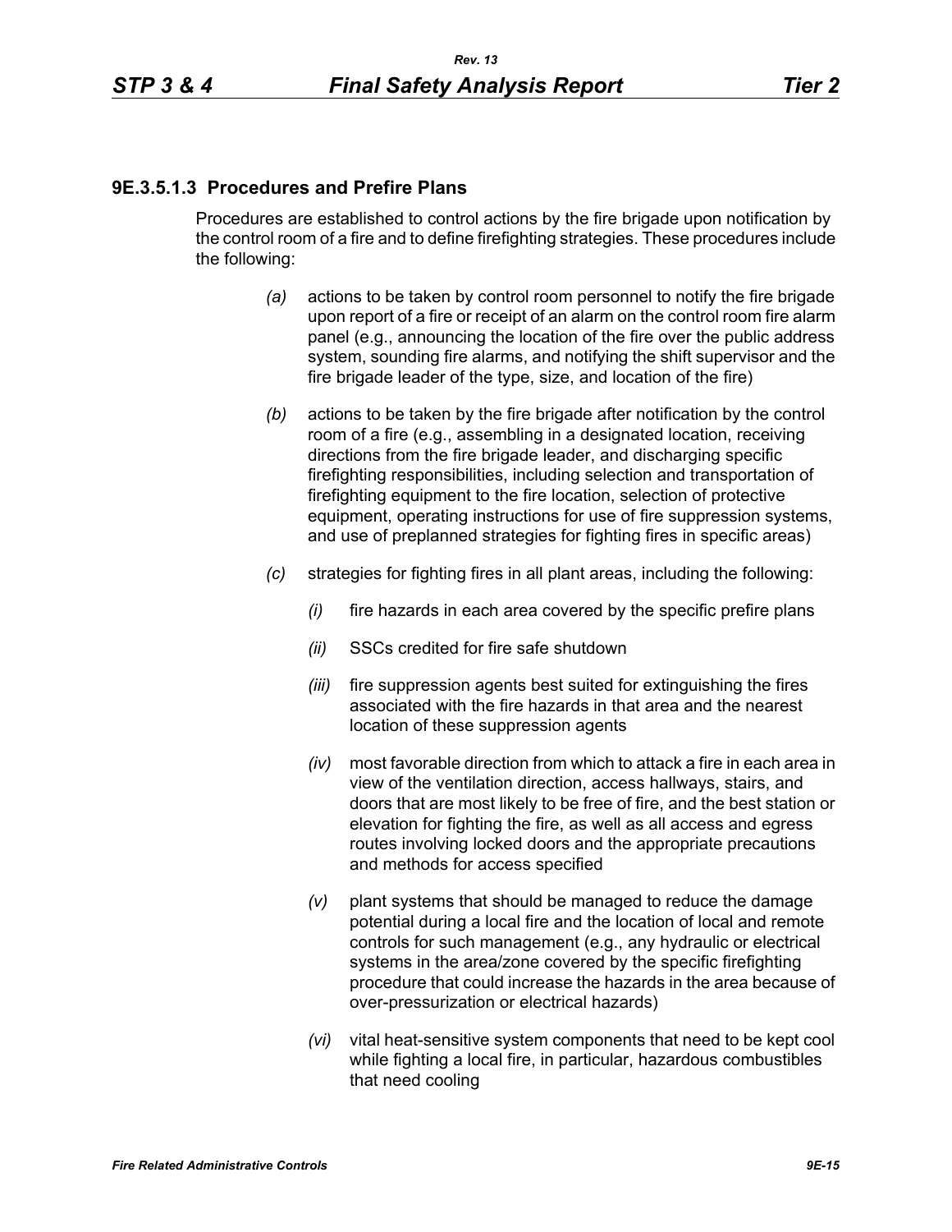### 9E.3.5.1.3 Procedures and Prefire Plans

Procedures are established to control actions by the fire brigade upon notification by the control room of a fire and to define firefighting strategies. These procedures include the following:

*(a)* actions to be taken by control room personnel to notify the fire brigade upon report of a fire or receipt of an alarm on the control room fire alarm panel (e.g., announcing the location of the fire over the public address system, sounding fire alarms, and notifying the shift supervisor and the fire brigade leader of the type, size, and location of the fire)

*(b)* actions to be taken by the fire brigade after notification by the control room of a fire (e.g., assembling in a designated location, receiving directions from the fire brigade leader, and discharging specific firefighting responsibilities, including selection and transportation of firefighting equipment to the fire location, selection of protective equipment, operating instructions for use of fire suppression systems, and use of preplanned strategies for fighting fires in specific areas)

*(c)* strategies for fighting fires in all plant areas, including the following:

*(i)* fire hazards in each area covered by the specific prefire plans

*(ii)* SSCs credited for fire safe shutdown

*(iii)* fire suppression agents best suited for extinguishing the fires associated with the fire hazards in that area and the nearest location of these suppression agents

*(iv)* most favorable direction from which to attack a fire in each area in view of the ventilation direction, access hallways, stairs, and doors that are most likely to be free of fire, and the best station or elevation for fighting the fire, as well as all access and egress routes involving locked doors and the appropriate precautions and methods for access specified

*(v)* plant systems that should be managed to reduce the damage potential during a local fire and the location of local and remote controls for such management (e.g., any hydraulic or electrical systems in the area/zone covered by the specific firefighting procedure that could increase the hazards in the area because of over-pressurization or electrical hazards)

*(vi)* vital heat-sensitive system components that need to be kept cool while fighting a local fire, in particular, hazardous combustibles that need cooling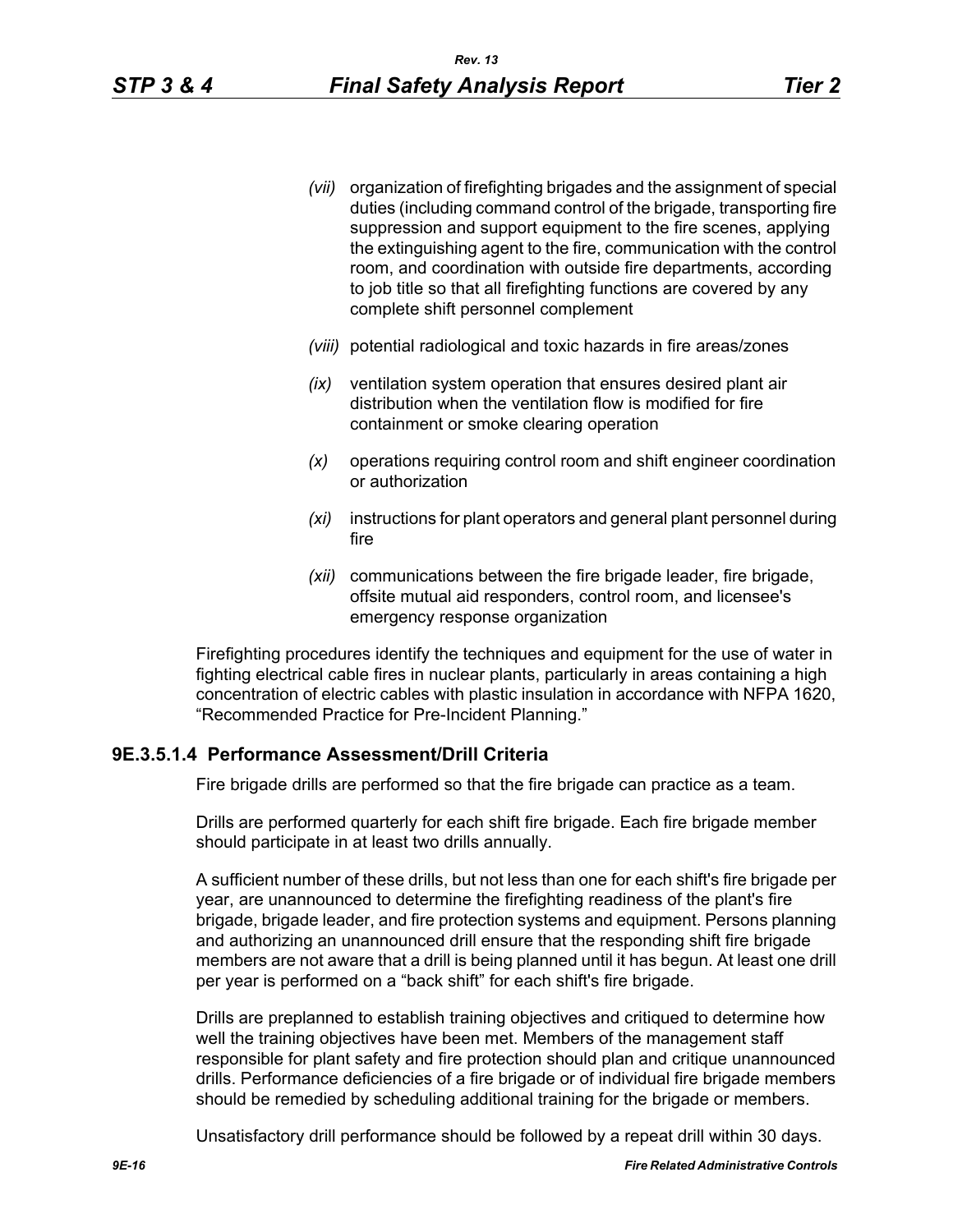- *(vii)* organization of firefighting brigades and the assignment of special duties (including command control of the brigade, transporting fire suppression and support equipment to the fire scenes, applying the extinguishing agent to the fire, communication with the control room, and coordination with outside fire departments, according to job title so that all firefighting functions are covered by any complete shift personnel complement
- *(viii)* potential radiological and toxic hazards in fire areas/zones
- *(ix)* ventilation system operation that ensures desired plant air distribution when the ventilation flow is modified for fire containment or smoke clearing operation
- *(x)* operations requiring control room and shift engineer coordination or authorization
- *(xi)* instructions for plant operators and general plant personnel during fire
- *(xii)* communications between the fire brigade leader, fire brigade, offsite mutual aid responders, control room, and licensee's emergency response organization

Firefighting procedures identify the techniques and equipment for the use of water in fighting electrical cable fires in nuclear plants, particularly in areas containing a high concentration of electric cables with plastic insulation in accordance with NFPA 1620, "Recommended Practice for Pre-Incident Planning."

#### 9E.3.5.1.4 Performance Assessment/Drill Criteria

Fire brigade drills are performed so that the fire brigade can practice as a team.

Drills are performed quarterly for each shift fire brigade. Each fire brigade member should participate in at least two drills annually.

A sufficient number of these drills, but not less than one for each shift's fire brigade per year, are unannounced to determine the firefighting readiness of the plant's fire brigade, brigade leader, and fire protection systems and equipment. Persons planning and authorizing an unannounced drill ensure that the responding shift fire brigade members are not aware that a drill is being planned until it has begun. At least one drill per year is performed on a "back shift" for each shift's fire brigade.

Drills are preplanned to establish training objectives and critiqued to determine how well the training objectives have been met. Members of the management staff responsible for plant safety and fire protection should plan and critique unannounced drills. Performance deficiencies of a fire brigade or of individual fire brigade members should be remedied by scheduling additional training for the brigade or members.

Unsatisfactory drill performance should be followed by a repeat drill within 30 days.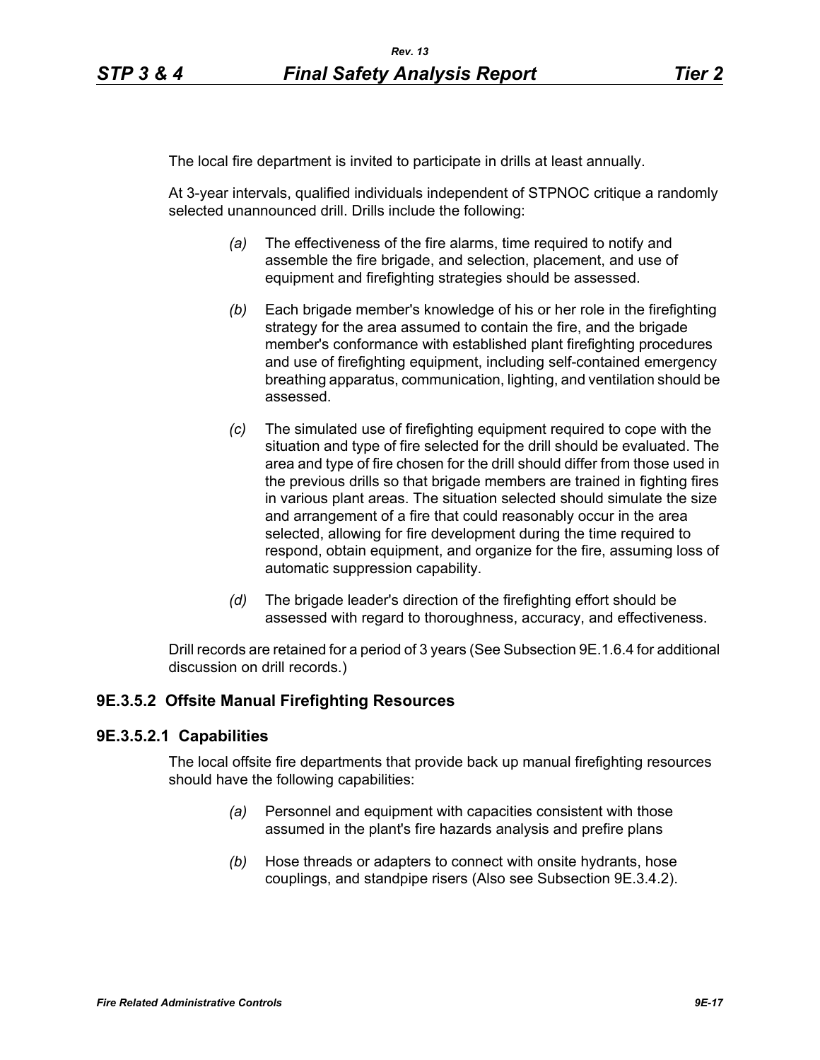The local fire department is invited to participate in drills at least annually.

At 3-year intervals, qualified individuals independent of STPNOC critique a randomly selected unannounced drill. Drills include the following:

*(a)* The effectiveness of the fire alarms, time required to notify and assemble the fire brigade, and selection, placement, and use of equipment and firefighting strategies should be assessed.

*(b)* Each brigade member's knowledge of his or her role in the firefighting strategy for the area assumed to contain the fire, and the brigade member's conformance with established plant firefighting procedures and use of firefighting equipment, including self-contained emergency breathing apparatus, communication, lighting, and ventilation should be assessed.

*(c)* The simulated use of firefighting equipment required to cope with the situation and type of fire selected for the drill should be evaluated. The area and type of fire chosen for the drill should differ from those used in the previous drills so that brigade members are trained in fighting fires in various plant areas. The situation selected should simulate the size and arrangement of a fire that could reasonably occur in the area selected, allowing for fire development during the time required to respond, obtain equipment, and organize for the fire, assuming loss of automatic suppression capability.

*(d)* The brigade leader's direction of the firefighting effort should be assessed with regard to thoroughness, accuracy, and effectiveness.

Drill records are retained for a period of 3 years (See Subsection 9E.1.6.4 for additional discussion on drill records.)

### 9E.3.5.2 Offsite Manual Firefighting Resources

#### 9E.3.5.2.1 Capabilities

The local offsite fire departments that provide back up manual firefighting resources should have the following capabilities:

*(a)* Personnel and equipment with capacities consistent with those assumed in the plant's fire hazards analysis and prefire plans

*(b)* Hose threads or adapters to connect with onsite hydrants, hose couplings, and standpipe risers (Also see Subsection 9E.3.4.2).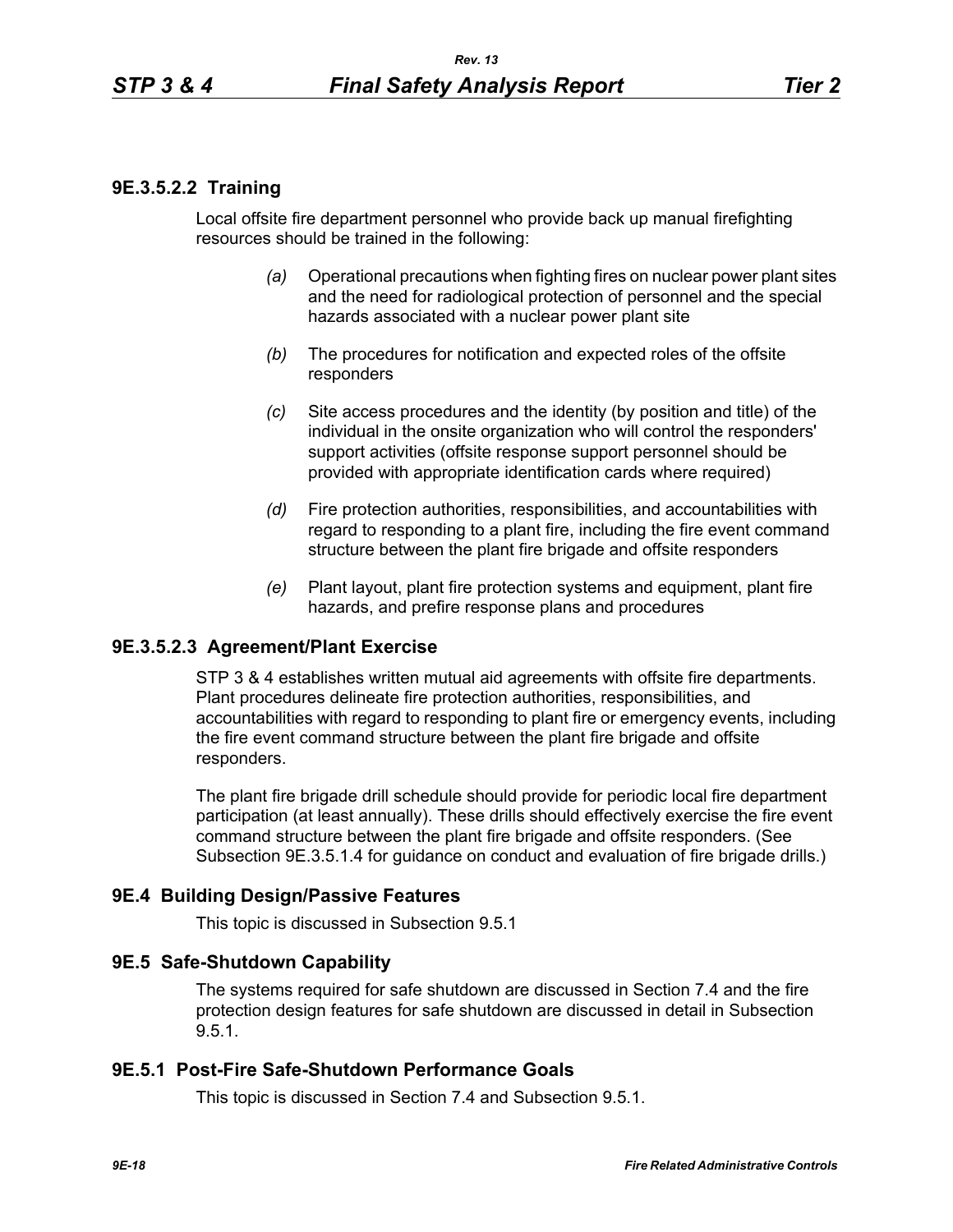### 9E.3.5.2.2 Training

Local offsite fire department personnel who provide back up manual firefighting resources should be trained in the following:

*(a)* Operational precautions when fighting fires on nuclear power plant sites and the need for radiological protection of personnel and the special hazards associated with a nuclear power plant site

*(b)* The procedures for notification and expected roles of the offsite responders

*(c)* Site access procedures and the identity (by position and title) of the individual in the onsite organization who will control the responders' support activities (offsite response support personnel should be provided with appropriate identification cards where required)

*(d)* Fire protection authorities, responsibilities, and accountabilities with regard to responding to a plant fire, including the fire event command structure between the plant fire brigade and offsite responders

*(e)* Plant layout, plant fire protection systems and equipment, plant fire hazards, and prefire response plans and procedures

### 9E.3.5.2.3 Agreement/Plant Exercise

STP 3 & 4 establishes written mutual aid agreements with offsite fire departments. Plant procedures delineate fire protection authorities, responsibilities, and accountabilities with regard to responding to plant fire or emergency events, including the fire event command structure between the plant fire brigade and offsite responders.

The plant fire brigade drill schedule should provide for periodic local fire department participation (at least annually). These drills should effectively exercise the fire event command structure between the plant fire brigade and offsite responders. (See Subsection 9E.3.5.1.4 for guidance on conduct and evaluation of fire brigade drills.)

## 9E.4 Building Design/Passive Features

This topic is discussed in Subsection 9.5.1

## 9E.5 Safe-Shutdown Capability

The systems required for safe shutdown are discussed in Section 7.4 and the fire protection design features for safe shutdown are discussed in detail in Subsection 9.5.1.

### 9E.5.1 Post-Fire Safe-Shutdown Performance Goals

This topic is discussed in Section 7.4 and Subsection 9.5.1.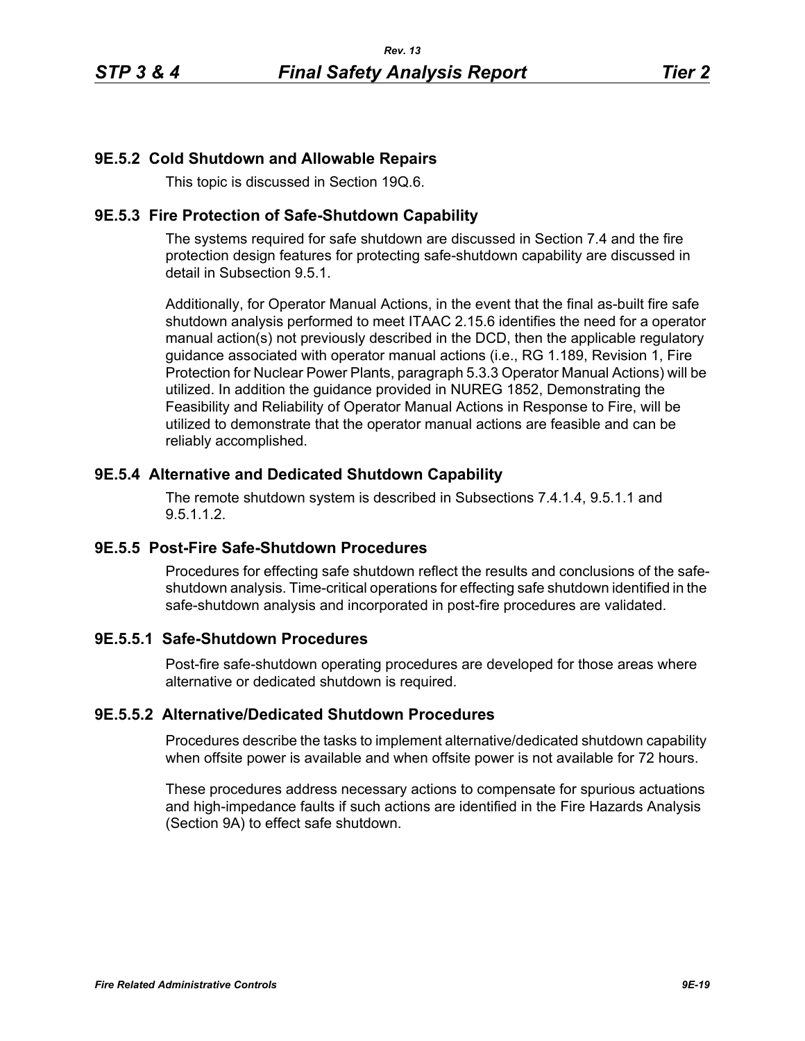### 9E.5.2 Cold Shutdown and Allowable Repairs

This topic is discussed in Section 19Q.6.

### 9E.5.3 Fire Protection of Safe-Shutdown Capability

The systems required for safe shutdown are discussed in Section 7.4 and the fire protection design features for protecting safe-shutdown capability are discussed in detail in Subsection 9.5.1.

Additionally, for Operator Manual Actions, in the event that the final as-built fire safe shutdown analysis performed to meet ITAAC 2.15.6 identifies the need for a operator manual action(s) not previously described in the DCD, then the applicable regulatory guidance associated with operator manual actions (i.e., RG 1.189, Revision 1, Fire Protection for Nuclear Power Plants, paragraph 5.3.3 Operator Manual Actions) will be utilized. In addition the guidance provided in NUREG 1852, Demonstrating the Feasibility and Reliability of Operator Manual Actions in Response to Fire, will be utilized to demonstrate that the operator manual actions are feasible and can be reliably accomplished.

### 9E.5.4 Alternative and Dedicated Shutdown Capability

The remote shutdown system is described in Subsections 7.4.1.4, 9.5.1.1 and 9.5.1.1.2.

### 9E.5.5 Post-Fire Safe-Shutdown Procedures

Procedures for effecting safe shutdown reflect the results and conclusions of the safe-shutdown analysis. Time-critical operations for effecting safe shutdown identified in the safe-shutdown analysis and incorporated in post-fire procedures are validated.

#### 9E.5.5.1 Safe-Shutdown Procedures

Post-fire safe-shutdown operating procedures are developed for those areas where alternative or dedicated shutdown is required.

#### 9E.5.5.2 Alternative/Dedicated Shutdown Procedures

Procedures describe the tasks to implement alternative/dedicated shutdown capability when offsite power is available and when offsite power is not available for 72 hours.

These procedures address necessary actions to compensate for spurious actuations and high-impedance faults if such actions are identified in the Fire Hazards Analysis (Section 9A) to effect safe shutdown.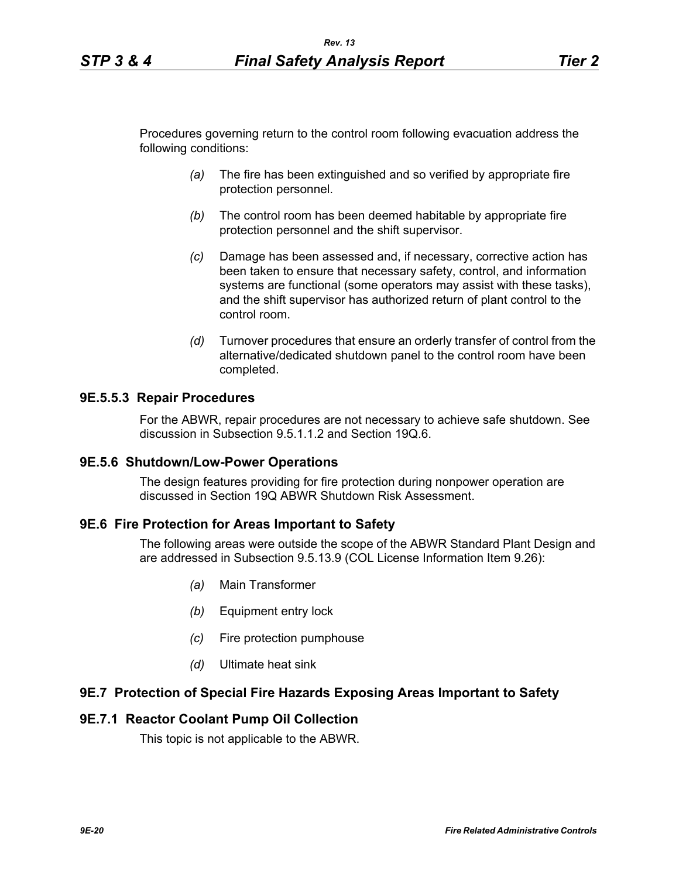Procedures governing return to the control room following evacuation address the following conditions:

- *(a)* The fire has been extinguished and so verified by appropriate fire protection personnel.
- *(b)* The control room has been deemed habitable by appropriate fire protection personnel and the shift supervisor.
- *(c)* Damage has been assessed and, if necessary, corrective action has been taken to ensure that necessary safety, control, and information systems are functional (some operators may assist with these tasks), and the shift supervisor has authorized return of plant control to the control room.
- *(d)* Turnover procedures that ensure an orderly transfer of control from the alternative/dedicated shutdown panel to the control room have been completed.

### 9E.5.5.3 Repair Procedures

For the ABWR, repair procedures are not necessary to achieve safe shutdown. See discussion in Subsection 9.5.1.1.2 and Section 19Q.6.

## 9E.5.6 Shutdown/Low-Power Operations

The design features providing for fire protection during nonpower operation are discussed in Section 19Q ABWR Shutdown Risk Assessment.

## 9E.6 Fire Protection for Areas Important to Safety

The following areas were outside the scope of the ABWR Standard Plant Design and are addressed in Subsection 9.5.13.9 (COL License Information Item 9.26):

- *(a)* Main Transformer
- *(b)* Equipment entry lock
- *(c)* Fire protection pumphouse
- *(d)* Ultimate heat sink

## 9E.7 Protection of Special Fire Hazards Exposing Areas Important to Safety

### 9E.7.1 Reactor Coolant Pump Oil Collection

This topic is not applicable to the ABWR.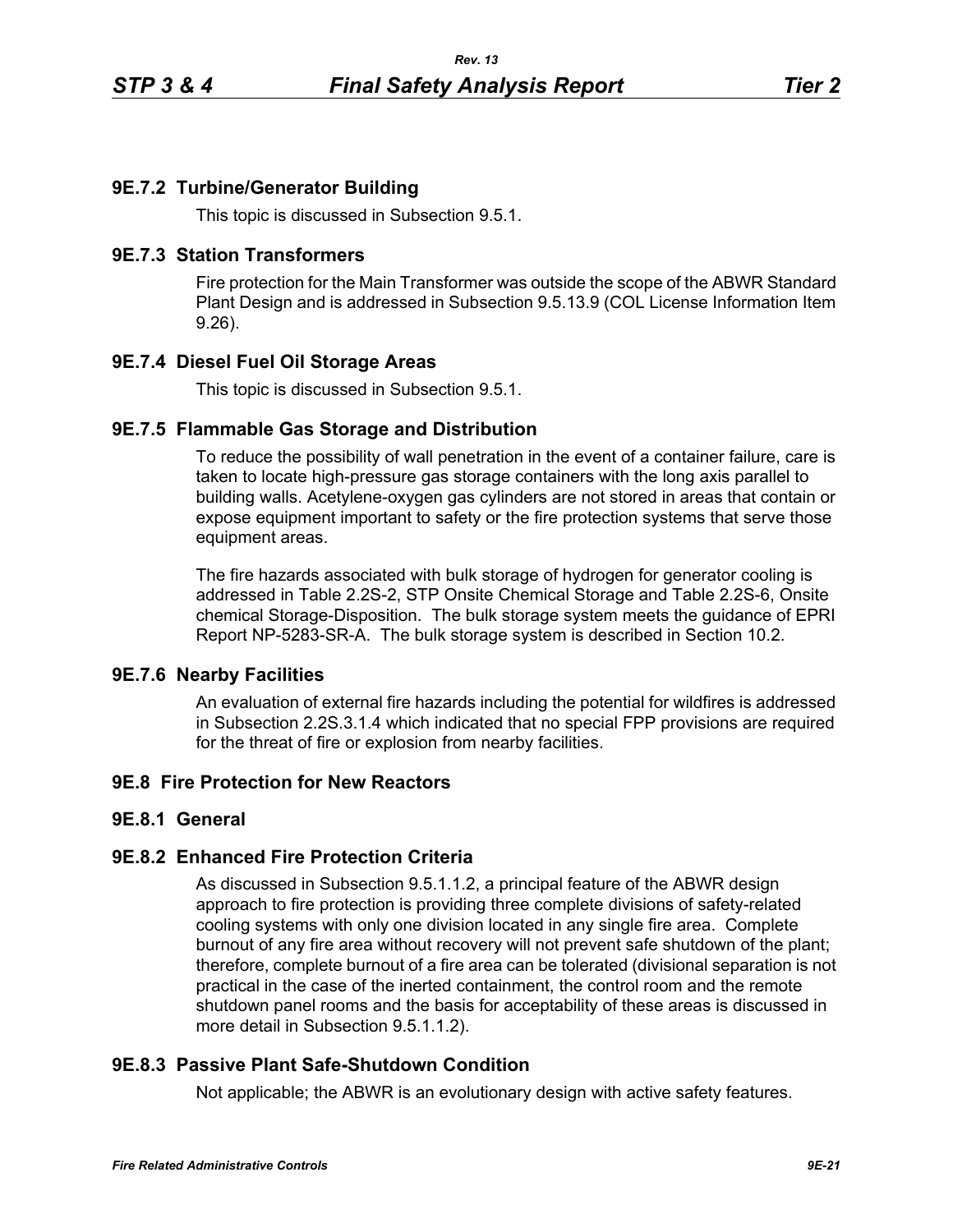### 9E.7.2 Turbine/Generator Building

This topic is discussed in Subsection 9.5.1.

### 9E.7.3 Station Transformers

Fire protection for the Main Transformer was outside the scope of the ABWR Standard Plant Design and is addressed in Subsection 9.5.13.9 (COL License Information Item 9.26).

### 9E.7.4 Diesel Fuel Oil Storage Areas

This topic is discussed in Subsection 9.5.1.

### 9E.7.5 Flammable Gas Storage and Distribution

To reduce the possibility of wall penetration in the event of a container failure, care is taken to locate high-pressure gas storage containers with the long axis parallel to building walls. Acetylene-oxygen gas cylinders are not stored in areas that contain or expose equipment important to safety or the fire protection systems that serve those equipment areas.

The fire hazards associated with bulk storage of hydrogen for generator cooling is addressed in Table 2.2S-2, STP Onsite Chemical Storage and Table 2.2S-6, Onsite chemical Storage-Disposition. The bulk storage system meets the guidance of EPRI Report NP-5283-SR-A. The bulk storage system is described in Section 10.2.

### 9E.7.6 Nearby Facilities

An evaluation of external fire hazards including the potential for wildfires is addressed in Subsection 2.2S.3.1.4 which indicated that no special FPP provisions are required for the threat of fire or explosion from nearby facilities.

## 9E.8 Fire Protection for New Reactors

### 9E.8.1 General

### 9E.8.2 Enhanced Fire Protection Criteria

As discussed in Subsection 9.5.1.1.2, a principal feature of the ABWR design approach to fire protection is providing three complete divisions of safety-related cooling systems with only one division located in any single fire area. Complete burnout of any fire area without recovery will not prevent safe shutdown of the plant; therefore, complete burnout of a fire area can be tolerated (divisional separation is not practical in the case of the inerted containment, the control room and the remote shutdown panel rooms and the basis for acceptability of these areas is discussed in more detail in Subsection 9.5.1.1.2).

### 9E.8.3 Passive Plant Safe-Shutdown Condition

Not applicable; the ABWR is an evolutionary design with active safety features.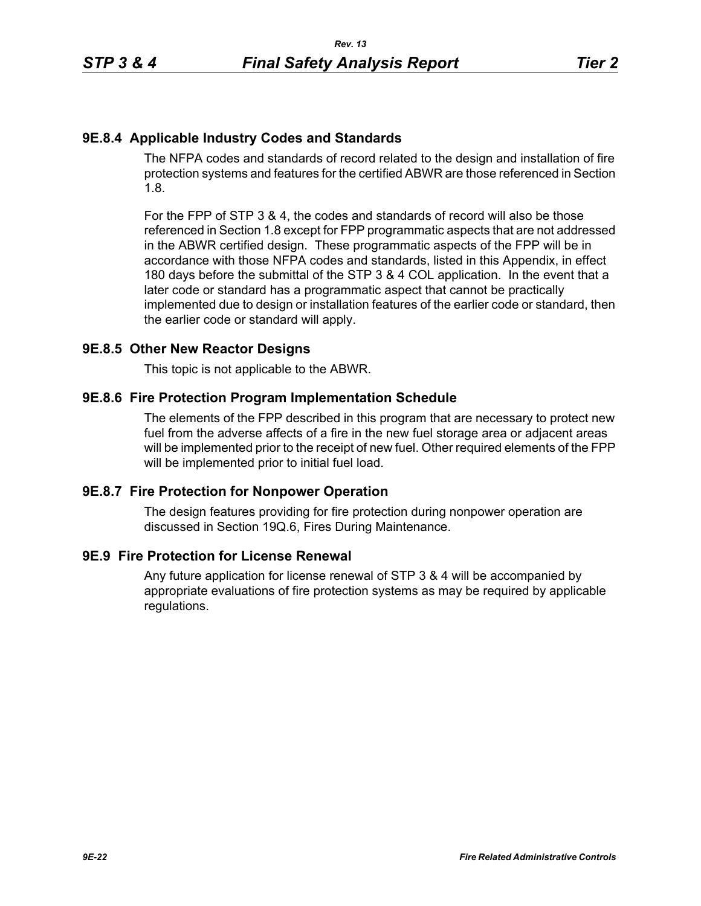### 9E.8.4 Applicable Industry Codes and Standards

The NFPA codes and standards of record related to the design and installation of fire protection systems and features for the certified ABWR are those referenced in Section 1.8.

For the FPP of STP 3 & 4, the codes and standards of record will also be those referenced in Section 1.8 except for FPP programmatic aspects that are not addressed in the ABWR certified design. These programmatic aspects of the FPP will be in accordance with those NFPA codes and standards, listed in this Appendix, in effect 180 days before the submittal of the STP 3 & 4 COL application. In the event that a later code or standard has a programmatic aspect that cannot be practically implemented due to design or installation features of the earlier code or standard, then the earlier code or standard will apply.

### 9E.8.5 Other New Reactor Designs

This topic is not applicable to the ABWR.

### 9E.8.6 Fire Protection Program Implementation Schedule

The elements of the FPP described in this program that are necessary to protect new fuel from the adverse affects of a fire in the new fuel storage area or adjacent areas will be implemented prior to the receipt of new fuel. Other required elements of the FPP will be implemented prior to initial fuel load.

### 9E.8.7 Fire Protection for Nonpower Operation

The design features providing for fire protection during nonpower operation are discussed in Section 19Q.6, Fires During Maintenance.

## 9E.9 Fire Protection for License Renewal

Any future application for license renewal of STP 3 & 4 will be accompanied by appropriate evaluations of fire protection systems as may be required by applicable regulations.